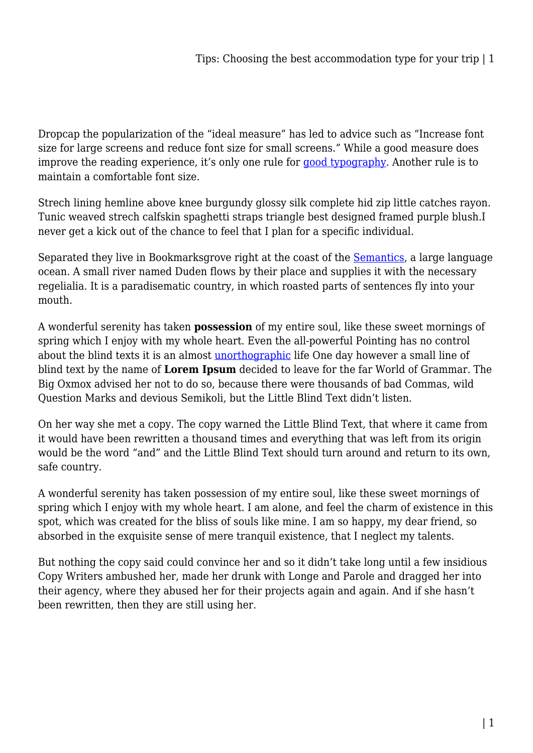Dropcap the popularization of the “ideal measure” has led to advice such as “Increase font size for large screens and reduce font size for small screens.” While a good measure does improve the reading experience, it’s only one rule for good typography. Another rule is to maintain a comfortable font size.

Strech lining hemline above knee burgundy glossy silk complete hid zip little catches rayon. Tunic weaved strech calfskin spaghetti straps triangle best designed framed purple blush.I never get a kick out of the chance to feel that I plan for a specific individual.

Separated they live in Bookmarksgrove right at the coast of the Semantics, a large language ocean. A small river named Duden flows by their place and supplies it with the necessary regelialia. It is a paradisematic country, in which roasted parts of sentences fly into your mouth.

A wonderful serenity has taken **possession** of my entire soul, like these sweet mornings of spring which I enjoy with my whole heart. Even the all-powerful Pointing has no control about the blind texts it is an almost unorthographic life One day however a small line of blind text by the name of **Lorem Ipsum** decided to leave for the far World of Grammar. The Big Oxmox advised her not to do so, because there were thousands of bad Commas, wild Question Marks and devious Semikoli, but the Little Blind Text didn’t listen.

On her way she met a copy. The copy warned the Little Blind Text, that where it came from it would have been rewritten a thousand times and everything that was left from its origin would be the word “and” and the Little Blind Text should turn around and return to its own, safe country.

A wonderful serenity has taken possession of my entire soul, like these sweet mornings of spring which I enjoy with my whole heart. I am alone, and feel the charm of existence in this spot, which was created for the bliss of souls like mine. I am so happy, my dear friend, so absorbed in the exquisite sense of mere tranquil existence, that I neglect my talents.

But nothing the copy said could convince her and so it didn’t take long until a few insidious Copy Writers ambushed her, made her drunk with Longe and Parole and dragged her into their agency, where they abused her for their projects again and again. And if she hasn’t been rewritten, then they are still using her.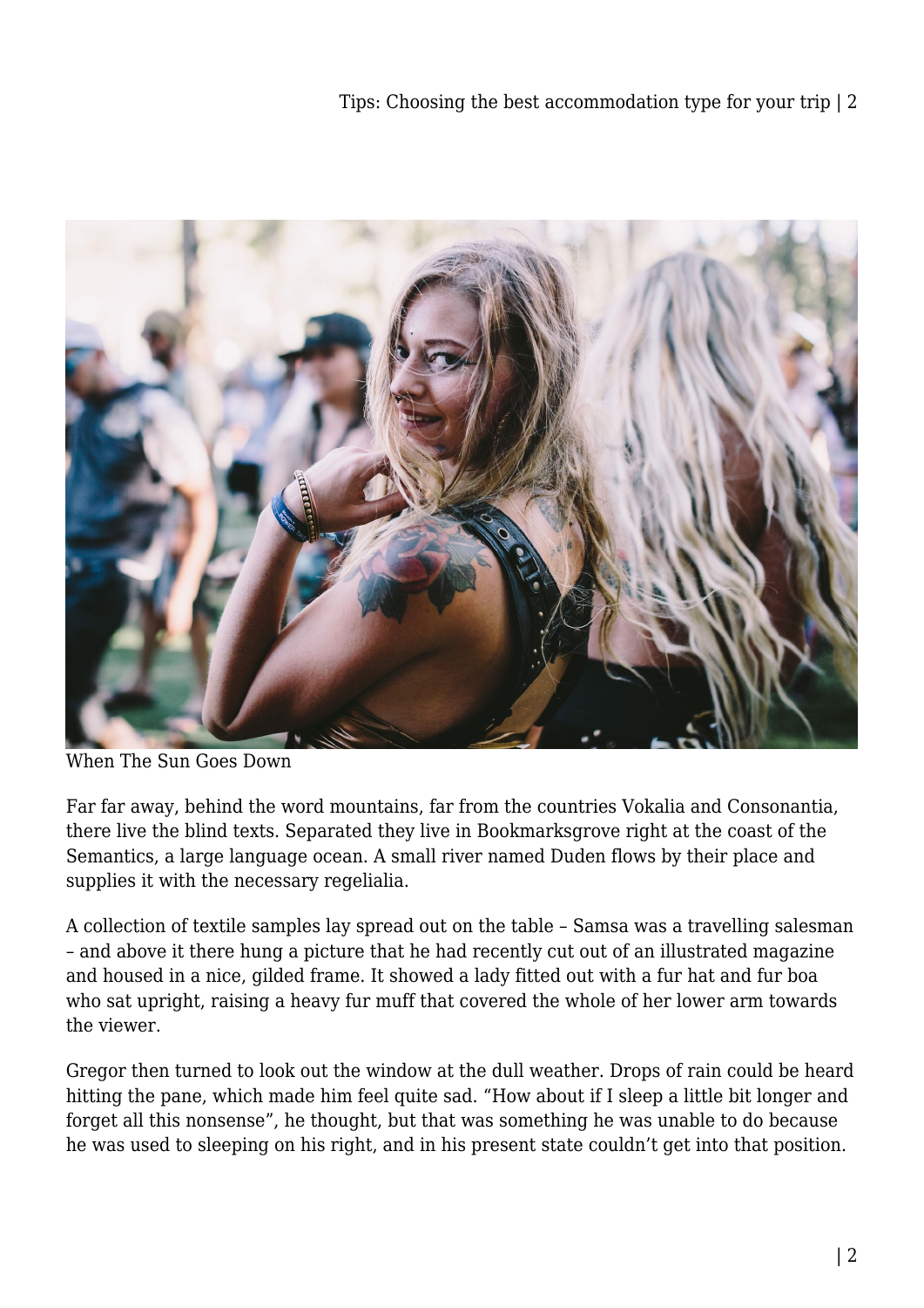When The Sun Goes Down

Far far away, behind the word mountains, far from the countries Vokalia and Consonantia, there live the blind texts. Separated they live in Bookmarksgrove right at the coast of the Semantics, a large language ocean. A small river named Duden flows by their place and supplies it with the necessary regelialia.

A collection of textile samples lay spread out on the table – Samsa was a travelling salesman – and above it there hung a picture that he had recently cut out of an illustrated magazine and housed in a nice, gilded frame. It showed a lady fitted out with a fur hat and fur boa who sat upright, raising a heavy fur muff that covered the whole of her lower arm towards the viewer.

Gregor then turned to look out the window at the dull weather. Drops of rain could be heard hitting the pane, which made him feel quite sad. “How about if I sleep a little bit longer and forget all this nonsense”, he thought, but that was something he was unable to do because he was used to sleeping on his right, and in his present state couldn’t get into that position.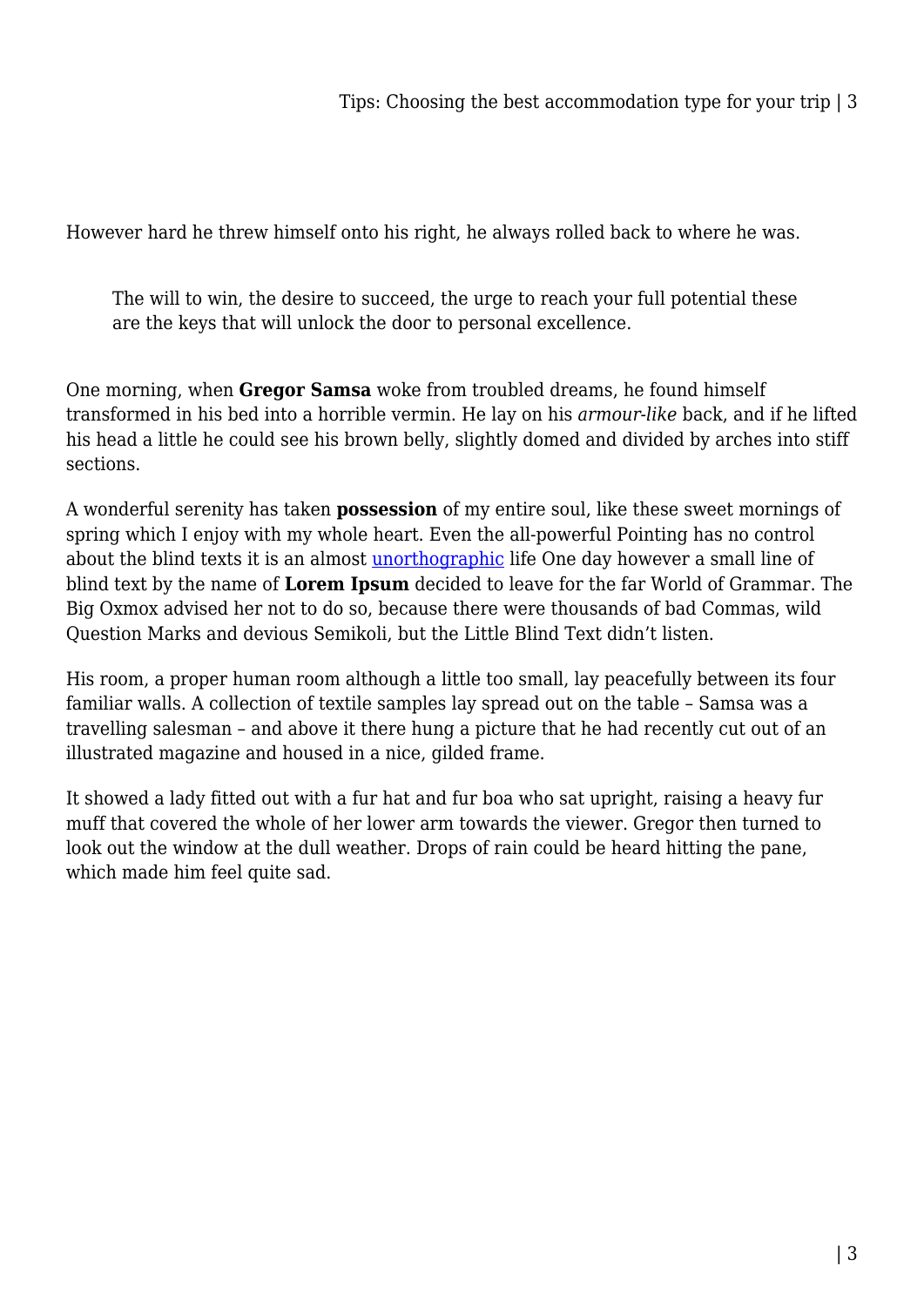However hard he threw himself onto his right, he always rolled back to where he was.

> The will to win, the desire to succeed, the urge to reach your full potential these are the keys that will unlock the door to personal excellence.

One morning, when **Gregor Samsa** woke from troubled dreams, he found himself transformed in his bed into a horrible vermin. He lay on his *armour-like* back, and if he lifted his head a little he could see his brown belly, slightly domed and divided by arches into stiff sections.

A wonderful serenity has taken **possession** of my entire soul, like these sweet mornings of spring which I enjoy with my whole heart. Even the all-powerful Pointing has no control about the blind texts it is an almost unorthographic life One day however a small line of blind text by the name of **Lorem Ipsum** decided to leave for the far World of Grammar. The Big Oxmox advised her not to do so, because there were thousands of bad Commas, wild Question Marks and devious Semikoli, but the Little Blind Text didn’t listen.

His room, a proper human room although a little too small, lay peacefully between its four familiar walls. A collection of textile samples lay spread out on the table – Samsa was a travelling salesman – and above it there hung a picture that he had recently cut out of an illustrated magazine and housed in a nice, gilded frame.

It showed a lady fitted out with a fur hat and fur boa who sat upright, raising a heavy fur muff that covered the whole of her lower arm towards the viewer. Gregor then turned to look out the window at the dull weather. Drops of rain could be heard hitting the pane, which made him feel quite sad.